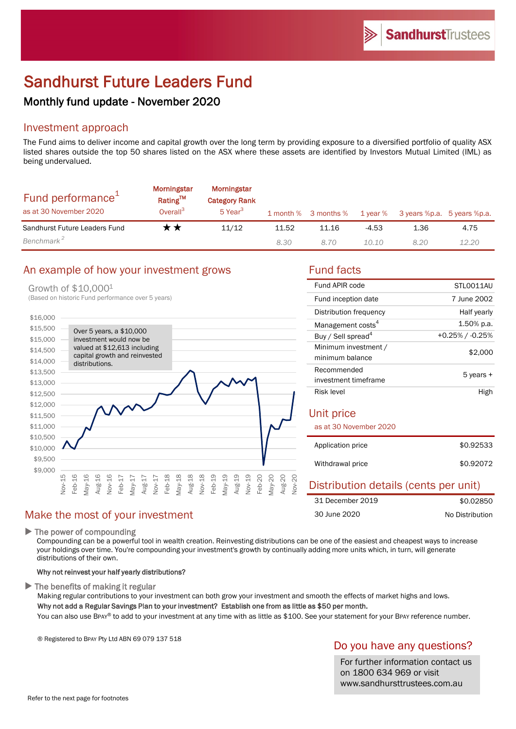# Sandhurst Future Leaders Fund

## Monthly fund update - November 2020

## Investment approach

The Fund aims to deliver income and capital growth over the long term by providing exposure to a diversified portfolio of quality ASX listed shares outside the top 50 shares listed on the ASX where these assets are identified by Investors Mutual Limited (IML) as being undervalued.

## Fund performance[1]

as at 30 November 2020

| | Morningstar Rating™ Overall[3] | Morningstar Category Rank 5 Year[3] | 1 month % | 3 months % | 1 year % | 3 years %p.a. | 5 years %p.a. |
|---|---|---|---|---|---|---|---|
| Sandhurst Future Leaders Fund | ★★ | 11/12 | 11.52 | 11.16 | -4.53 | 1.36 | 4.75 |
| *Benchmark[2]* | | | *8.30* | *8.70* | *10.10* | *8.20* | *12.20* |

## An example of how your investment grows

Growth of $10,000[1]

(Based on historic Fund performance over 5 years)

Over 5 years, a $10,000 investment would now be valued at $12,613 including capital growth and reinvested distributions.

## Fund facts

| | |
|---|---|
| Fund APIR code | STL0011AU |
| Fund inception date | 7 June 2002 |
| Distribution frequency | Half yearly |
| Management costs[4] | 1.50% p.a. |
| Buy / Sell spread[4] | +0.25% / -0.25% |
| Minimum investment / minimum balance | $2,000 |
| Recommended investment timeframe | 5 years + |
| Risk level | High |

## Unit price

as at 30 November 2020

| | |
|---|---|
| Application price | $0.92533 |
| Withdrawal price | $0.92072 |

## Distribution details (cents per unit)

| | |
|---|---|
| 31 December 2019 | $0.02850 |
| 30 June 2020 | No Distribution |

## Make the most of your investment

### ▶ The power of compounding

Compounding can be a powerful tool in wealth creation. Reinvesting distributions can be one of the easiest and cheapest ways to increase your holdings over time. You're compounding your investment's growth by continually adding more units which, in turn, will generate distributions of their own.

**Why not reinvest your half yearly distributions?**

### ▶ The benefits of making it regular

Making regular contributions to your investment can both grow your investment and smooth the effects of market highs and lows.

**Why not add a Regular Savings Plan to your investment? Establish one from as little as $50 per month.**

You can also use BPAY® to add to your investment at any time with as little as $100. See your statement for your BPAY reference number.

® Registered to BPAY Pty Ltd ABN 69 079 137 518

## Do you have any questions?

For further information contact us on 1800 634 969 or visit www.sandhursttrustees.com.au

Refer to the next page for footnotes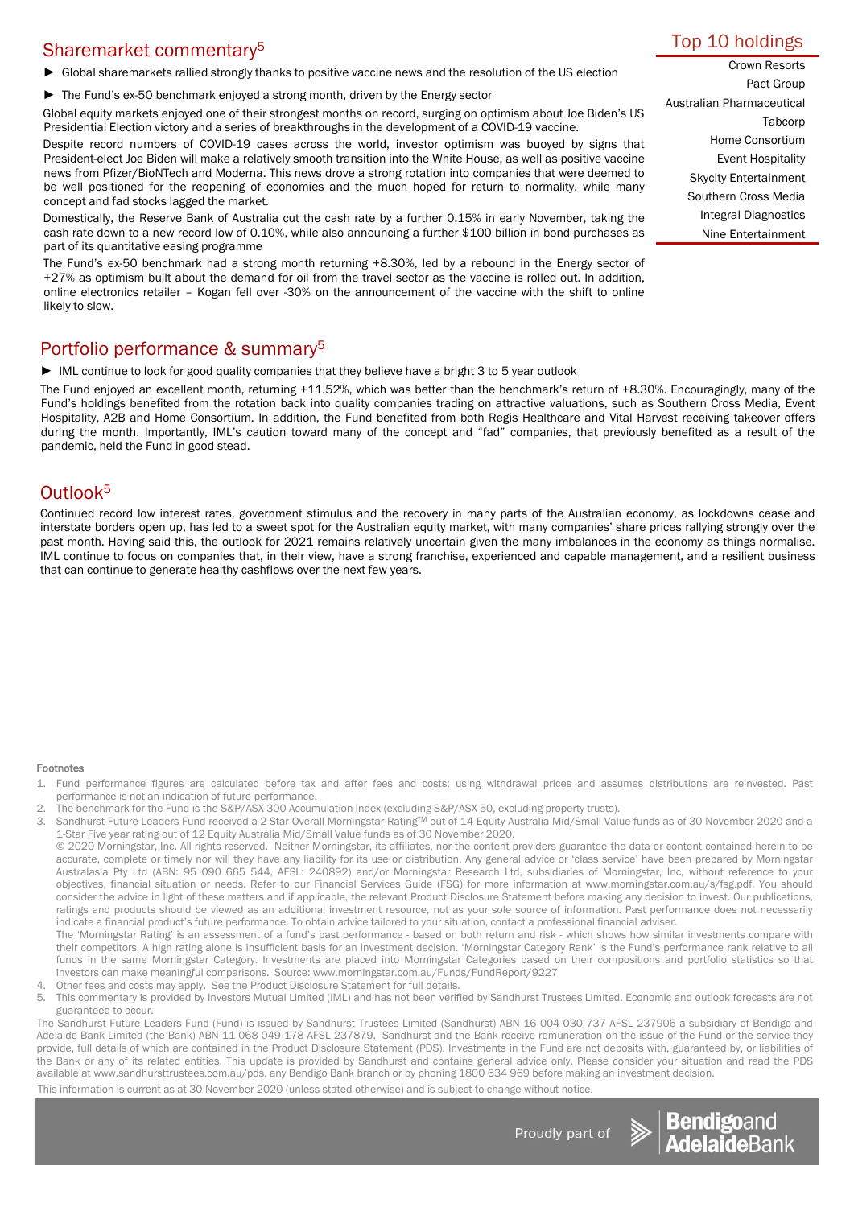## Sharemarket commentary[5]

- Global sharemarkets rallied strongly thanks to positive vaccine news and the resolution of the US election
- The Fund's ex-50 benchmark enjoyed a strong month, driven by the Energy sector

Global equity markets enjoyed one of their strongest months on record, surging on optimism about Joe Biden's US Presidential Election victory and a series of breakthroughs in the development of a COVID-19 vaccine.

Despite record numbers of COVID-19 cases across the world, investor optimism was buoyed by signs that President-elect Joe Biden will make a relatively smooth transition into the White House, as well as positive vaccine news from Pfizer/BioNTech and Moderna. This news drove a strong rotation into companies that were deemed to be well positioned for the reopening of economies and the much hoped for return to normality, while many concept and fad stocks lagged the market.

Domestically, the Reserve Bank of Australia cut the cash rate by a further 0.15% in early November, taking the cash rate down to a new record low of 0.10%, while also announcing a further $100 billion in bond purchases as part of its quantitative easing programme

The Fund's ex-50 benchmark had a strong month returning +8.30%, led by a rebound in the Energy sector of +27% as optimism built about the demand for oil from the travel sector as the vaccine is rolled out. In addition, online electronics retailer – Kogan fell over -30% on the announcement of the vaccine with the shift to online likely to slow.

## Top 10 holdings

Crown Resorts
Pact Group
Australian Pharmaceutical
Tabcorp
Home Consortium
Event Hospitality
Skycity Entertainment
Southern Cross Media
Integral Diagnostics
Nine Entertainment

## Portfolio performance & summary[5]

- IML continue to look for good quality companies that they believe have a bright 3 to 5 year outlook

The Fund enjoyed an excellent month, returning +11.52%, which was better than the benchmark's return of +8.30%. Encouragingly, many of the Fund's holdings benefited from the rotation back into quality companies trading on attractive valuations, such as Southern Cross Media, Event Hospitality, A2B and Home Consortium. In addition, the Fund benefited from both Regis Healthcare and Vital Harvest receiving takeover offers during the month. Importantly, IML's caution toward many of the concept and "fad" companies, that previously benefited as a result of the pandemic, held the Fund in good stead.

## Outlook[5]

Continued record low interest rates, government stimulus and the recovery in many parts of the Australian economy, as lockdowns cease and interstate borders open up, has led to a sweet spot for the Australian equity market, with many companies' share prices rallying strongly over the past month. Having said this, the outlook for 2021 remains relatively uncertain given the many imbalances in the economy as things normalise. IML continue to focus on companies that, in their view, have a strong franchise, experienced and capable management, and a resilient business that can continue to generate healthy cashflows over the next few years.

#### Footnotes

1. Fund performance figures are calculated before tax and after fees and costs; using withdrawal prices and assumes distributions are reinvested. Past performance is not an indication of future performance.
2. The benchmark for the Fund is the S&P/ASX 300 Accumulation Index (excluding S&P/ASX 50, excluding property trusts).
3. Sandhurst Future Leaders Fund received a 2-Star Overall Morningstar Rating™ out of 14 Equity Australia Mid/Small Value funds as of 30 November 2020 and a 1-Star Five year rating out of 12 Equity Australia Mid/Small Value funds as of 30 November 2020.
   © 2020 Morningstar, Inc. All rights reserved. Neither Morningstar, its affiliates, nor the content providers guarantee the data or content contained herein to be accurate, complete or timely nor will they have any liability for its use or distribution. Any general advice or 'class service' have been prepared by Morningstar Australasia Pty Ltd (ABN: 95 090 665 544, AFSL: 240892) and/or Morningstar Research Ltd, subsidiaries of Morningstar, Inc, without reference to your objectives, financial situation or needs. Refer to our Financial Services Guide (FSG) for more information at www.morningstar.com.au/s/fsg.pdf. You should consider the advice in light of these matters and if applicable, the relevant Product Disclosure Statement before making any decision to invest. Our publications, ratings and products should be viewed as an additional investment resource, not as your sole source of information. Past performance does not necessarily indicate a financial product's future performance. To obtain advice tailored to your situation, contact a professional financial adviser.
   The 'Morningstar Rating' is an assessment of a fund's past performance - based on both return and risk - which shows how similar investments compare with their competitors. A high rating alone is insufficient basis for an investment decision. 'Morningstar Category Rank' is the Fund's performance rank relative to all funds in the same Morningstar Category. Investments are placed into Morningstar Categories based on their compositions and portfolio statistics so that investors can make meaningful comparisons. Source: www.morningstar.com.au/Funds/FundReport/9227
4. Other fees and costs may apply. See the Product Disclosure Statement for full details.
5. This commentary is provided by Investors Mutual Limited (IML) and has not been verified by Sandhurst Trustees Limited. Economic and outlook forecasts are not guaranteed to occur.

The Sandhurst Future Leaders Fund (Fund) is issued by Sandhurst Trustees Limited (Sandhurst) ABN 16 004 030 737 AFSL 237906 a subsidiary of Bendigo and Adelaide Bank Limited (the Bank) ABN 11 068 049 178 AFSL 237879. Sandhurst and the Bank receive remuneration on the issue of the Fund or the service they provide, full details of which are contained in the Product Disclosure Statement (PDS). Investments in the Fund are not deposits with, guaranteed by, or liabilities of the Bank or any of its related entities. This update is provided by Sandhurst and contains general advice only. Please consider your situation and read the PDS available at www.sandhursttrustees.com.au/pds, any Bendigo Bank branch or by phoning 1800 634 969 before making an investment decision.

This information is current as at 30 November 2020 (unless stated otherwise) and is subject to change without notice.

Proudly part of Bendigo and Adelaide Bank